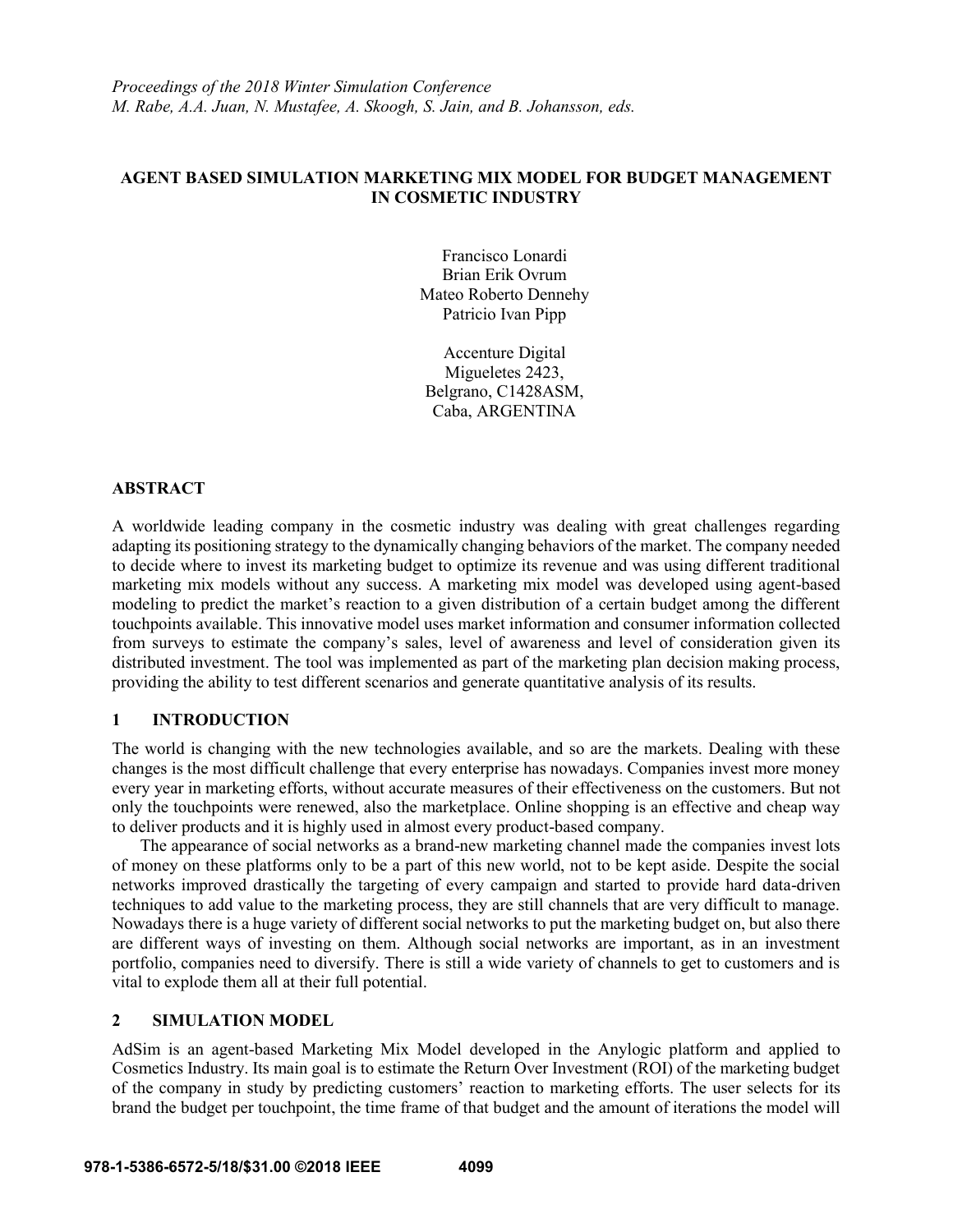*Proceedings of the 2018 Winter Simulation Conference*
*M. Rabe, A.A. Juan, N. Mustafee, A. Skoogh, S. Jain, and B. Johansson, eds.*

# AGENT BASED SIMULATION MARKETING MIX MODEL FOR BUDGET MANAGEMENT IN COSMETIC INDUSTRY

Francisco Lonardi
Brian Erik Ovrum
Mateo Roberto Dennehy
Patricio Ivan Pipp

Accenture Digital
Migueletes 2423,
Belgrano, C1428ASM,
Caba, ARGENTINA

## ABSTRACT

A worldwide leading company in the cosmetic industry was dealing with great challenges regarding adapting its positioning strategy to the dynamically changing behaviors of the market. The company needed to decide where to invest its marketing budget to optimize its revenue and was using different traditional marketing mix models without any success. A marketing mix model was developed using agent-based modeling to predict the market's reaction to a given distribution of a certain budget among the different touchpoints available. This innovative model uses market information and consumer information collected from surveys to estimate the company's sales, level of awareness and level of consideration given its distributed investment. The tool was implemented as part of the marketing plan decision making process, providing the ability to test different scenarios and generate quantitative analysis of its results.

## 1 INTRODUCTION

The world is changing with the new technologies available, and so are the markets. Dealing with these changes is the most difficult challenge that every enterprise has nowadays. Companies invest more money every year in marketing efforts, without accurate measures of their effectiveness on the customers. But not only the touchpoints were renewed, also the marketplace. Online shopping is an effective and cheap way to deliver products and it is highly used in almost every product-based company.

The appearance of social networks as a brand-new marketing channel made the companies invest lots of money on these platforms only to be a part of this new world, not to be kept aside. Despite the social networks improved drastically the targeting of every campaign and started to provide hard data-driven techniques to add value to the marketing process, they are still channels that are very difficult to manage. Nowadays there is a huge variety of different social networks to put the marketing budget on, but also there are different ways of investing on them. Although social networks are important, as in an investment portfolio, companies need to diversify. There is still a wide variety of channels to get to customers and is vital to explode them all at their full potential.

## 2 SIMULATION MODEL

AdSim is an agent-based Marketing Mix Model developed in the Anylogic platform and applied to Cosmetics Industry. Its main goal is to estimate the Return Over Investment (ROI) of the marketing budget of the company in study by predicting customers' reaction to marketing efforts. The user selects for its brand the budget per touchpoint, the time frame of that budget and the amount of iterations the model will

**978-1-5386-6572-5/18/$31.00 ©2018 IEEE**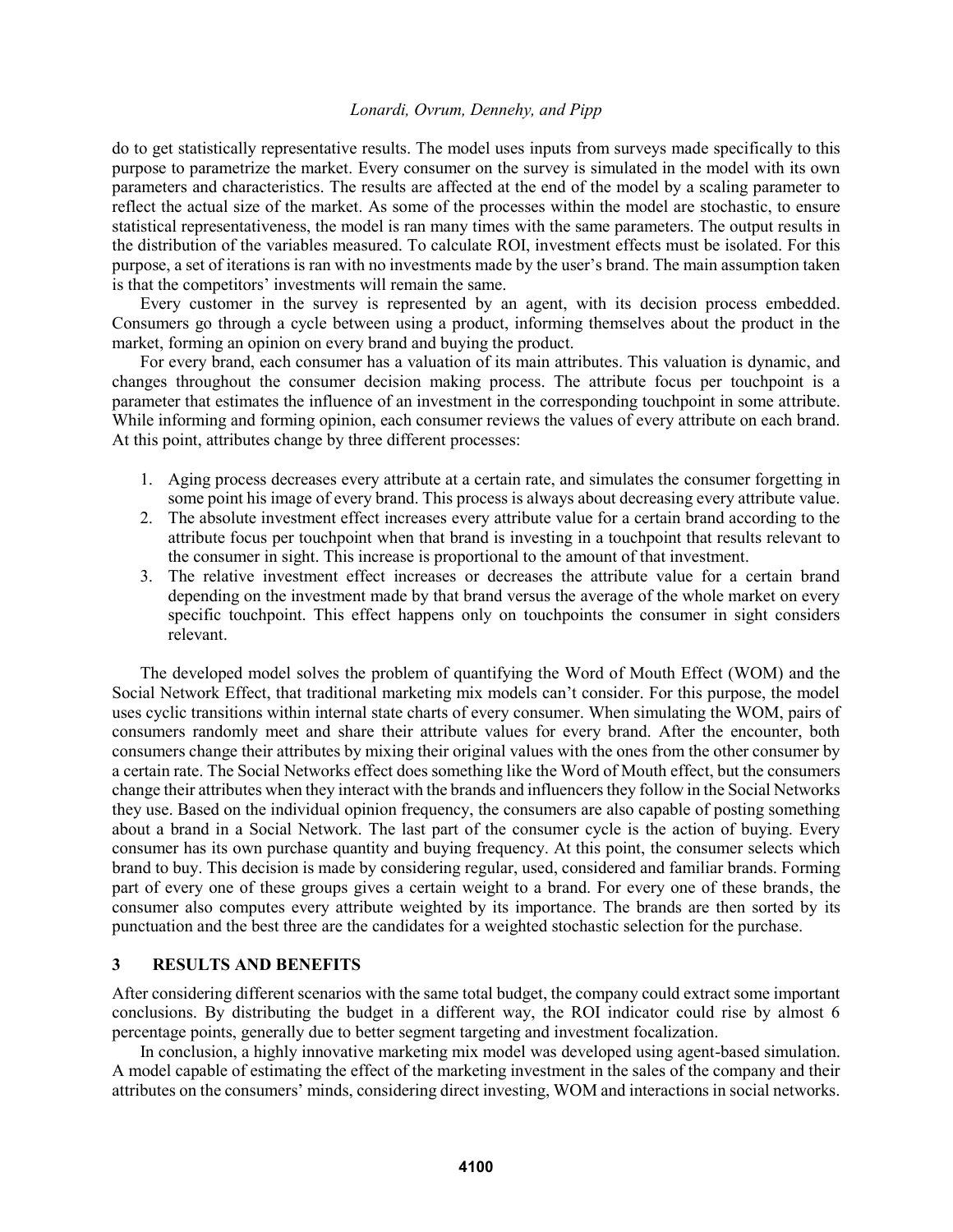do to get statistically representative results. The model uses inputs from surveys made specifically to this purpose to parametrize the market. Every consumer on the survey is simulated in the model with its own parameters and characteristics. The results are affected at the end of the model by a scaling parameter to reflect the actual size of the market. As some of the processes within the model are stochastic, to ensure statistical representativeness, the model is ran many times with the same parameters. The output results in the distribution of the variables measured. To calculate ROI, investment effects must be isolated. For this purpose, a set of iterations is ran with no investments made by the user's brand. The main assumption taken is that the competitors' investments will remain the same.

Every customer in the survey is represented by an agent, with its decision process embedded. Consumers go through a cycle between using a product, informing themselves about the product in the market, forming an opinion on every brand and buying the product.

For every brand, each consumer has a valuation of its main attributes. This valuation is dynamic, and changes throughout the consumer decision making process. The attribute focus per touchpoint is a parameter that estimates the influence of an investment in the corresponding touchpoint in some attribute. While informing and forming opinion, each consumer reviews the values of every attribute on each brand. At this point, attributes change by three different processes:

1. Aging process decreases every attribute at a certain rate, and simulates the consumer forgetting in some point his image of every brand. This process is always about decreasing every attribute value.
2. The absolute investment effect increases every attribute value for a certain brand according to the attribute focus per touchpoint when that brand is investing in a touchpoint that results relevant to the consumer in sight. This increase is proportional to the amount of that investment.
3. The relative investment effect increases or decreases the attribute value for a certain brand depending on the investment made by that brand versus the average of the whole market on every specific touchpoint. This effect happens only on touchpoints the consumer in sight considers relevant.

The developed model solves the problem of quantifying the Word of Mouth Effect (WOM) and the Social Network Effect, that traditional marketing mix models can't consider. For this purpose, the model uses cyclic transitions within internal state charts of every consumer. When simulating the WOM, pairs of consumers randomly meet and share their attribute values for every brand. After the encounter, both consumers change their attributes by mixing their original values with the ones from the other consumer by a certain rate. The Social Networks effect does something like the Word of Mouth effect, but the consumers change their attributes when they interact with the brands and influencers they follow in the Social Networks they use. Based on the individual opinion frequency, the consumers are also capable of posting something about a brand in a Social Network. The last part of the consumer cycle is the action of buying. Every consumer has its own purchase quantity and buying frequency. At this point, the consumer selects which brand to buy. This decision is made by considering regular, used, considered and familiar brands. Forming part of every one of these groups gives a certain weight to a brand. For every one of these brands, the consumer also computes every attribute weighted by its importance. The brands are then sorted by its punctuation and the best three are the candidates for a weighted stochastic selection for the purchase.

## 3 RESULTS AND BENEFITS

After considering different scenarios with the same total budget, the company could extract some important conclusions. By distributing the budget in a different way, the ROI indicator could rise by almost 6 percentage points, generally due to better segment targeting and investment focalization.

In conclusion, a highly innovative marketing mix model was developed using agent-based simulation. A model capable of estimating the effect of the marketing investment in the sales of the company and their attributes on the consumers' minds, considering direct investing, WOM and interactions in social networks.